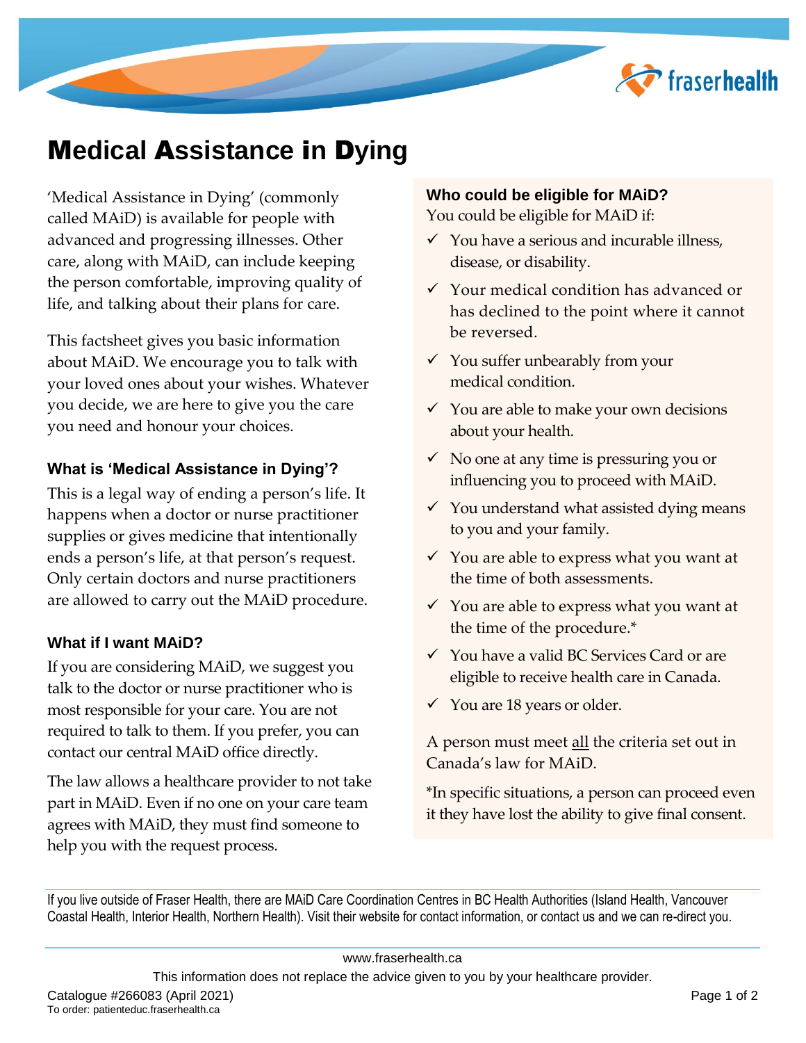# Medical Assistance in Dying

'Medical Assistance in Dying' (commonly called MAiD) is available for people with advanced and progressing illnesses. Other care, along with MAiD, can include keeping the person comfortable, improving quality of life, and talking about their plans for care.

This factsheet gives you basic information about MAiD. We encourage you to talk with your loved ones about your wishes. Whatever you decide, we are here to give you the care you need and honour your choices.

### What is 'Medical Assistance in Dying'?

This is a legal way of ending a person's life. It happens when a doctor or nurse practitioner supplies or gives medicine that intentionally ends a person's life, at that person's request. Only certain doctors and nurse practitioners are allowed to carry out the MAiD procedure.

### What if I want MAiD?

If you are considering MAiD, we suggest you talk to the doctor or nurse practitioner who is most responsible for your care. You are not required to talk to them. If you prefer, you can contact our central MAiD office directly.

The law allows a healthcare provider to not take part in MAiD. Even if no one on your care team agrees with MAiD, they must find someone to help you with the request process.

### Who could be eligible for MAiD?

You could be eligible for MAiD if:

- ✓ You have a serious and incurable illness, disease, or disability.
- ✓ Your medical condition has advanced or has declined to the point where it cannot be reversed.
- ✓ You suffer unbearably from your medical condition.
- ✓ You are able to make your own decisions about your health.
- ✓ No one at any time is pressuring you or influencing you to proceed with MAiD.
- ✓ You understand what assisted dying means to you and your family.
- ✓ You are able to express what you want at the time of both assessments.
- ✓ You are able to express what you want at the time of the procedure.*
- ✓ You have a valid BC Services Card or are eligible to receive health care in Canada.
- ✓ You are 18 years or older.

A person must meet <u>all</u> the criteria set out in Canada's law for MAiD.

*In specific situations, a person can proceed even it they have lost the ability to give final consent.

If you live outside of Fraser Health, there are MAiD Care Coordination Centres in BC Health Authorities (Island Health, Vancouver Coastal Health, Interior Health, Northern Health). Visit their website for contact information, or contact us and we can re-direct you.

www.fraserhealth.ca

This information does not replace the advice given to you by your healthcare provider.

Catalogue #266083 (April 2021)
To order: patienteduc.fraserhealth.ca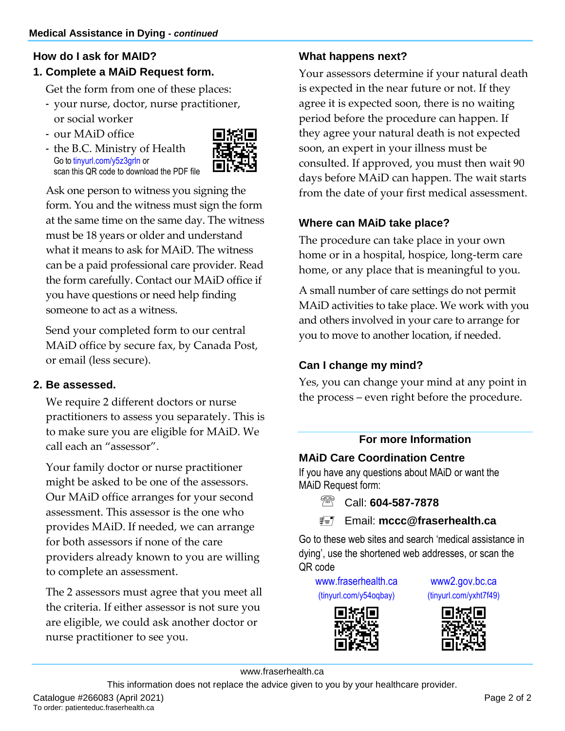## How do I ask for MAiD?

### 1. Complete a MAiD Request form.

Get the form from one of these places:

- your nurse, doctor, nurse practitioner, or social worker
- our MAiD office
- the B.C. Ministry of Health
  Go to tinyurl.com/y5z3grln or scan this QR code to download the PDF file

Ask one person to witness you signing the form. You and the witness must sign the form at the same time on the same day. The witness must be 18 years or older and understand what it means to ask for MAiD. The witness can be a paid professional care provider. Read the form carefully. Contact our MAiD office if you have questions or need help finding someone to act as a witness.

Send your completed form to our central MAiD office by secure fax, by Canada Post, or email (less secure).

### 2. Be assessed.

We require 2 different doctors or nurse practitioners to assess you separately. This is to make sure you are eligible for MAiD. We call each an "assessor".

Your family doctor or nurse practitioner might be asked to be one of the assessors. Our MAiD office arranges for your second assessment. This assessor is the one who provides MAiD. If needed, we can arrange for both assessors if none of the care providers already known to you are willing to complete an assessment.

The 2 assessors must agree that you meet all the criteria. If either assessor is not sure you are eligible, we could ask another doctor or nurse practitioner to see you.

## What happens next?

Your assessors determine if your natural death is expected in the near future or not. If they agree it is expected soon, there is no waiting period before the procedure can happen. If they agree your natural death is not expected soon, an expert in your illness must be consulted. If approved, you must then wait 90 days before MAiD can happen. The wait starts from the date of your first medical assessment.

## Where can MAiD take place?

The procedure can take place in your own home or in a hospital, hospice, long-term care home, or any place that is meaningful to you.

A small number of care settings do not permit MAiD activities to take place. We work with you and others involved in your care to arrange for you to move to another location, if needed.

## Can I change my mind?

Yes, you can change your mind at any point in the process – even right before the procedure.

## For more Information

### MAiD Care Coordination Centre

If you have any questions about MAiD or want the MAiD Request form:

- Call: **604-587-7878**
- Email: **mccc@fraserhealth.ca**

Go to these web sites and search 'medical assistance in dying', use the shortened web addresses, or scan the QR code

www.fraserhealth.ca
(tinyurl.com/y54oqbay)

www2.gov.bc.ca
(tinyurl.com/yxht7f49)

www.fraserhealth.ca

This information does not replace the advice given to you by your healthcare provider.

Catalogue #266083 (April 2021)
To order: patienteduc.fraserhealth.ca